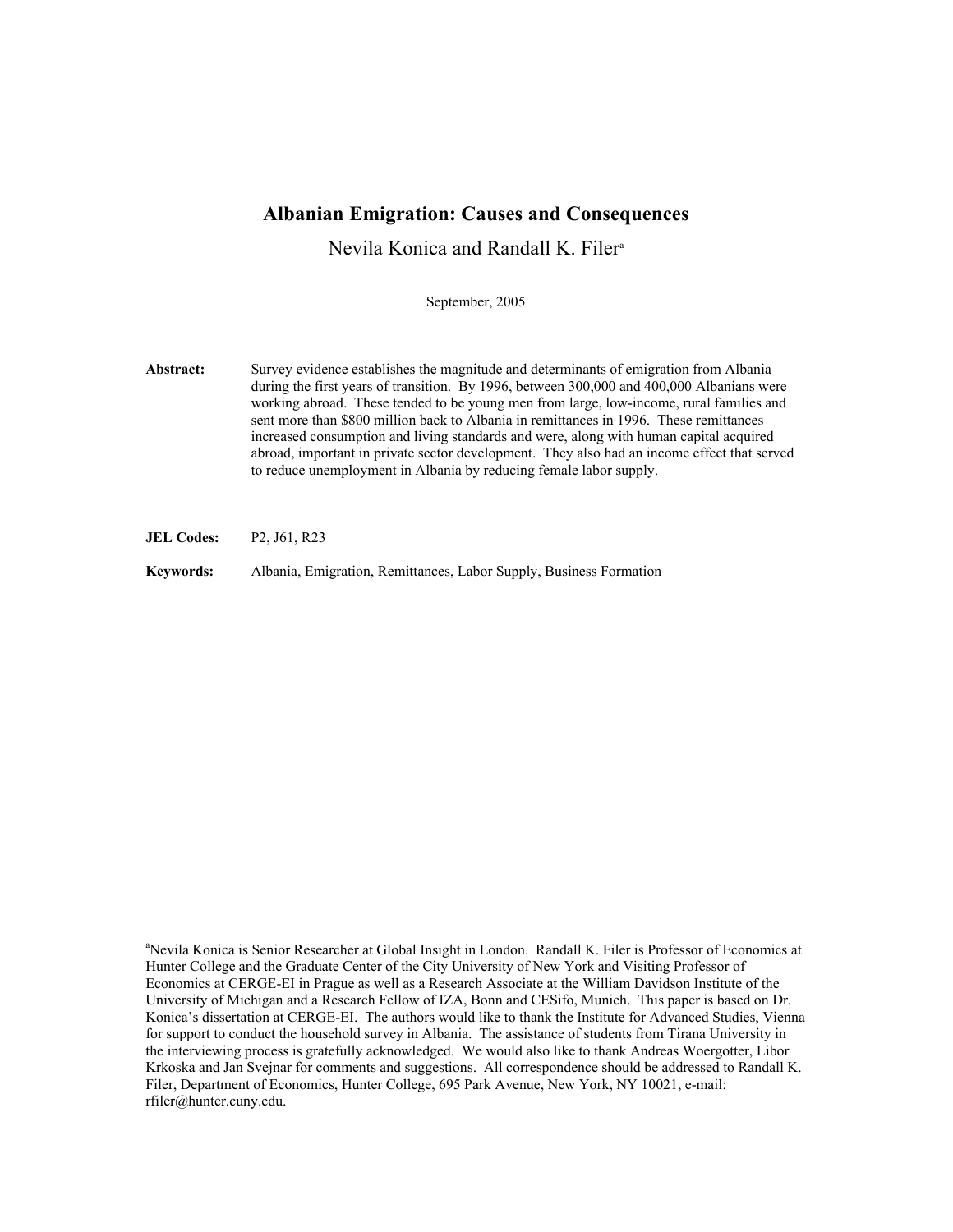# Albanian Emigration: Causes and Consequences

Nevila Konica and Randall K. Filer[a]

September, 2005

**Abstract:** Survey evidence establishes the magnitude and determinants of emigration from Albania during the first years of transition. By 1996, between 300,000 and 400,000 Albanians were working abroad. These tended to be young men from large, low-income, rural families and sent more than $800 million back to Albania in remittances in 1996. These remittances increased consumption and living standards and were, along with human capital acquired abroad, important in private sector development. They also had an income effect that served to reduce unemployment in Albania by reducing female labor supply.

**JEL Codes:** P2, J61, R23

**Keywords:** Albania, Emigration, Remittances, Labor Supply, Business Formation

---

[a]Nevila Konica is Senior Researcher at Global Insight in London. Randall K. Filer is Professor of Economics at Hunter College and the Graduate Center of the City University of New York and Visiting Professor of Economics at CERGE-EI in Prague as well as a Research Associate at the William Davidson Institute of the University of Michigan and a Research Fellow of IZA, Bonn and CESifo, Munich. This paper is based on Dr. Konica's dissertation at CERGE-EI. The authors would like to thank the Institute for Advanced Studies, Vienna for support to conduct the household survey in Albania. The assistance of students from Tirana University in the interviewing process is gratefully acknowledged. We would also like to thank Andreas Woergotter, Libor Krkoska and Jan Svejnar for comments and suggestions. All correspondence should be addressed to Randall K. Filer, Department of Economics, Hunter College, 695 Park Avenue, New York, NY 10021, e-mail: rfiler@hunter.cuny.edu.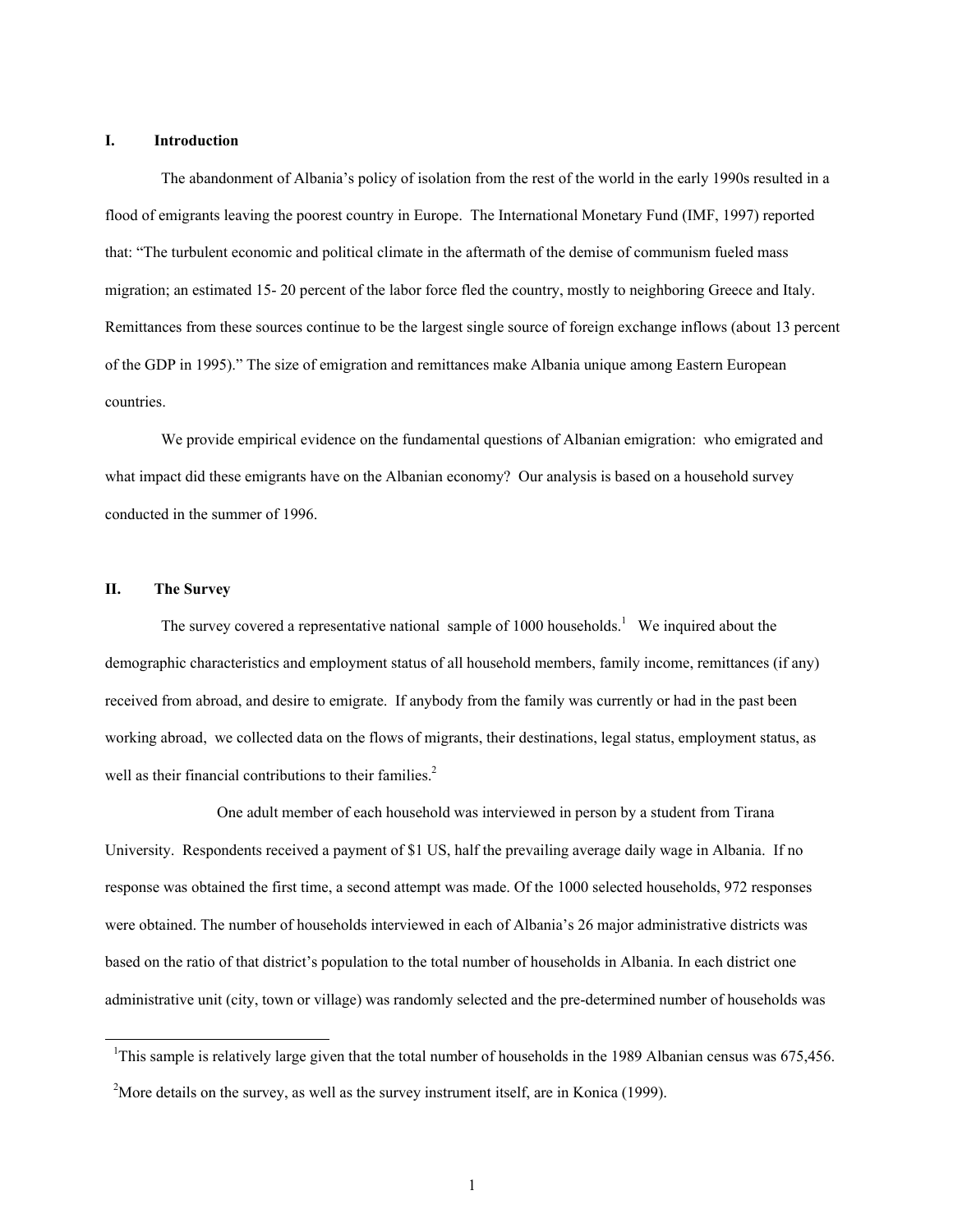## I. Introduction

The abandonment of Albania's policy of isolation from the rest of the world in the early 1990s resulted in a flood of emigrants leaving the poorest country in Europe. The International Monetary Fund (IMF, 1997) reported that: "The turbulent economic and political climate in the aftermath of the demise of communism fueled mass migration; an estimated 15- 20 percent of the labor force fled the country, mostly to neighboring Greece and Italy. Remittances from these sources continue to be the largest single source of foreign exchange inflows (about 13 percent of the GDP in 1995)." The size of emigration and remittances make Albania unique among Eastern European countries.

We provide empirical evidence on the fundamental questions of Albanian emigration: who emigrated and what impact did these emigrants have on the Albanian economy? Our analysis is based on a household survey conducted in the summer of 1996.

## II. The Survey

The survey covered a representative national sample of 1000 households.[1] We inquired about the demographic characteristics and employment status of all household members, family income, remittances (if any) received from abroad, and desire to emigrate. If anybody from the family was currently or had in the past been working abroad, we collected data on the flows of migrants, their destinations, legal status, employment status, as well as their financial contributions to their families.[2]

One adult member of each household was interviewed in person by a student from Tirana University. Respondents received a payment of $1 US, half the prevailing average daily wage in Albania. If no response was obtained the first time, a second attempt was made. Of the 1000 selected households, 972 responses were obtained. The number of households interviewed in each of Albania's 26 major administrative districts was based on the ratio of that district's population to the total number of households in Albania. In each district one administrative unit (city, town or village) was randomly selected and the pre-determined number of households was

[1] This sample is relatively large given that the total number of households in the 1989 Albanian census was 675,456.

[2] More details on the survey, as well as the survey instrument itself, are in Konica (1999).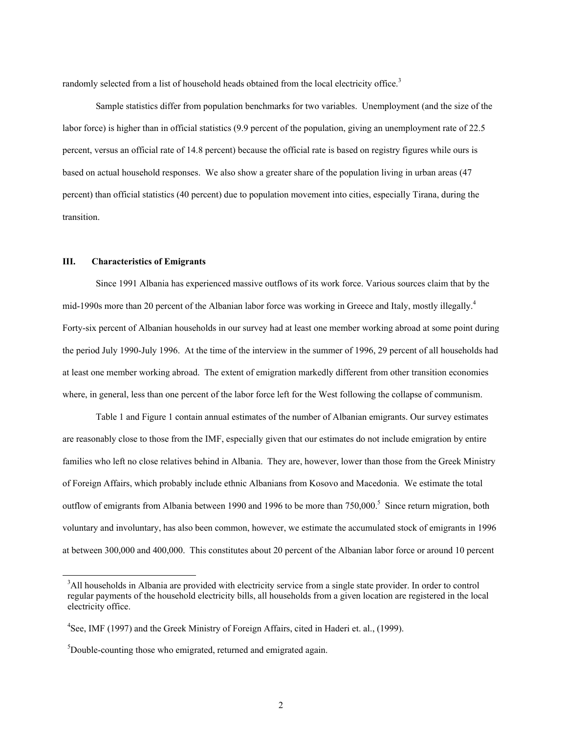randomly selected from a list of household heads obtained from the local electricity office.[3]

Sample statistics differ from population benchmarks for two variables. Unemployment (and the size of the labor force) is higher than in official statistics (9.9 percent of the population, giving an unemployment rate of 22.5 percent, versus an official rate of 14.8 percent) because the official rate is based on registry figures while ours is based on actual household responses. We also show a greater share of the population living in urban areas (47 percent) than official statistics (40 percent) due to population movement into cities, especially Tirana, during the transition.

### III. Characteristics of Emigrants

Since 1991 Albania has experienced massive outflows of its work force. Various sources claim that by the mid-1990s more than 20 percent of the Albanian labor force was working in Greece and Italy, mostly illegally.[4] Forty-six percent of Albanian households in our survey had at least one member working abroad at some point during the period July 1990-July 1996. At the time of the interview in the summer of 1996, 29 percent of all households had at least one member working abroad. The extent of emigration markedly different from other transition economies where, in general, less than one percent of the labor force left for the West following the collapse of communism.

Table 1 and Figure 1 contain annual estimates of the number of Albanian emigrants. Our survey estimates are reasonably close to those from the IMF, especially given that our estimates do not include emigration by entire families who left no close relatives behind in Albania. They are, however, lower than those from the Greek Ministry of Foreign Affairs, which probably include ethnic Albanians from Kosovo and Macedonia. We estimate the total outflow of emigrants from Albania between 1990 and 1996 to be more than 750,000.[5] Since return migration, both voluntary and involuntary, has also been common, however, we estimate the accumulated stock of emigrants in 1996 at between 300,000 and 400,000. This constitutes about 20 percent of the Albanian labor force or around 10 percent

---

[3] All households in Albania are provided with electricity service from a single state provider. In order to control regular payments of the household electricity bills, all households from a given location are registered in the local electricity office.

[4] See, IMF (1997) and the Greek Ministry of Foreign Affairs, cited in Haderi et. al., (1999).

[5] Double-counting those who emigrated, returned and emigrated again.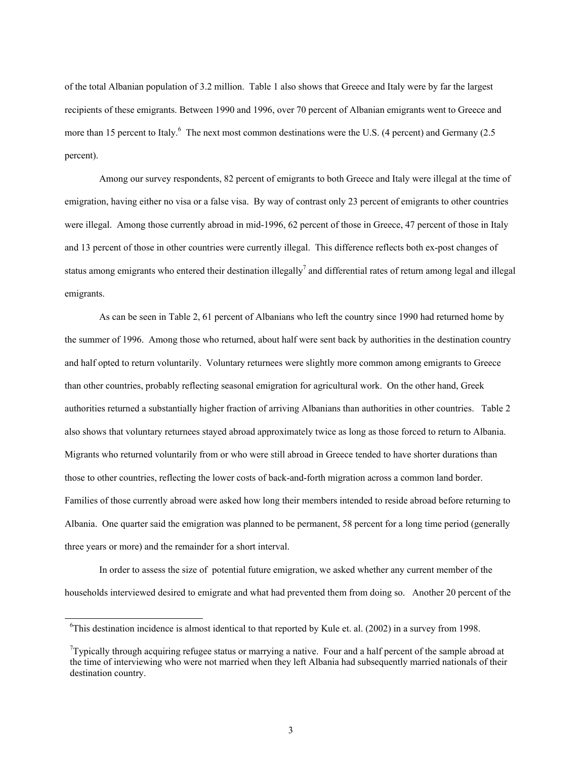of the total Albanian population of 3.2 million. Table 1 also shows that Greece and Italy were by far the largest recipients of these emigrants. Between 1990 and 1996, over 70 percent of Albanian emigrants went to Greece and more than 15 percent to Italy.[6] The next most common destinations were the U.S. (4 percent) and Germany (2.5 percent).

Among our survey respondents, 82 percent of emigrants to both Greece and Italy were illegal at the time of emigration, having either no visa or a false visa. By way of contrast only 23 percent of emigrants to other countries were illegal. Among those currently abroad in mid-1996, 62 percent of those in Greece, 47 percent of those in Italy and 13 percent of those in other countries were currently illegal. This difference reflects both ex-post changes of status among emigrants who entered their destination illegally[7] and differential rates of return among legal and illegal emigrants.

As can be seen in Table 2, 61 percent of Albanians who left the country since 1990 had returned home by the summer of 1996. Among those who returned, about half were sent back by authorities in the destination country and half opted to return voluntarily. Voluntary returnees were slightly more common among emigrants to Greece than other countries, probably reflecting seasonal emigration for agricultural work. On the other hand, Greek authorities returned a substantially higher fraction of arriving Albanians than authorities in other countries. Table 2 also shows that voluntary returnees stayed abroad approximately twice as long as those forced to return to Albania. Migrants who returned voluntarily from or who were still abroad in Greece tended to have shorter durations than those to other countries, reflecting the lower costs of back-and-forth migration across a common land border. Families of those currently abroad were asked how long their members intended to reside abroad before returning to Albania. One quarter said the emigration was planned to be permanent, 58 percent for a long time period (generally three years or more) and the remainder for a short interval.

In order to assess the size of potential future emigration, we asked whether any current member of the households interviewed desired to emigrate and what had prevented them from doing so. Another 20 percent of the

---

[6]This destination incidence is almost identical to that reported by Kule et. al. (2002) in a survey from 1998.

[7]Typically through acquiring refugee status or marrying a native. Four and a half percent of the sample abroad at the time of interviewing who were not married when they left Albania had subsequently married nationals of their destination country.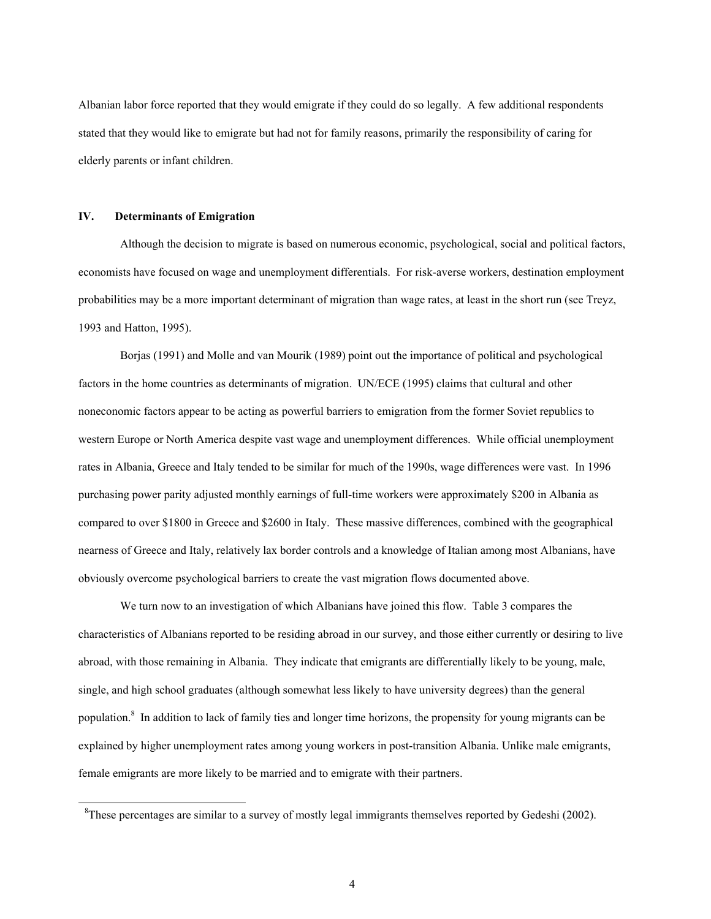Albanian labor force reported that they would emigrate if they could do so legally. A few additional respondents stated that they would like to emigrate but had not for family reasons, primarily the responsibility of caring for elderly parents or infant children.

## IV. Determinants of Emigration

Although the decision to migrate is based on numerous economic, psychological, social and political factors, economists have focused on wage and unemployment differentials. For risk-averse workers, destination employment probabilities may be a more important determinant of migration than wage rates, at least in the short run (see Treyz, 1993 and Hatton, 1995).

Borjas (1991) and Molle and van Mourik (1989) point out the importance of political and psychological factors in the home countries as determinants of migration. UN/ECE (1995) claims that cultural and other noneconomic factors appear to be acting as powerful barriers to emigration from the former Soviet republics to western Europe or North America despite vast wage and unemployment differences. While official unemployment rates in Albania, Greece and Italy tended to be similar for much of the 1990s, wage differences were vast. In 1996 purchasing power parity adjusted monthly earnings of full-time workers were approximately \$200 in Albania as compared to over \$1800 in Greece and \$2600 in Italy. These massive differences, combined with the geographical nearness of Greece and Italy, relatively lax border controls and a knowledge of Italian among most Albanians, have obviously overcome psychological barriers to create the vast migration flows documented above.

We turn now to an investigation of which Albanians have joined this flow. Table 3 compares the characteristics of Albanians reported to be residing abroad in our survey, and those either currently or desiring to live abroad, with those remaining in Albania. They indicate that emigrants are differentially likely to be young, male, single, and high school graduates (although somewhat less likely to have university degrees) than the general population.[8] In addition to lack of family ties and longer time horizons, the propensity for young migrants can be explained by higher unemployment rates among young workers in post-transition Albania. Unlike male emigrants, female emigrants are more likely to be married and to emigrate with their partners.

[8] These percentages are similar to a survey of mostly legal immigrants themselves reported by Gedeshi (2002).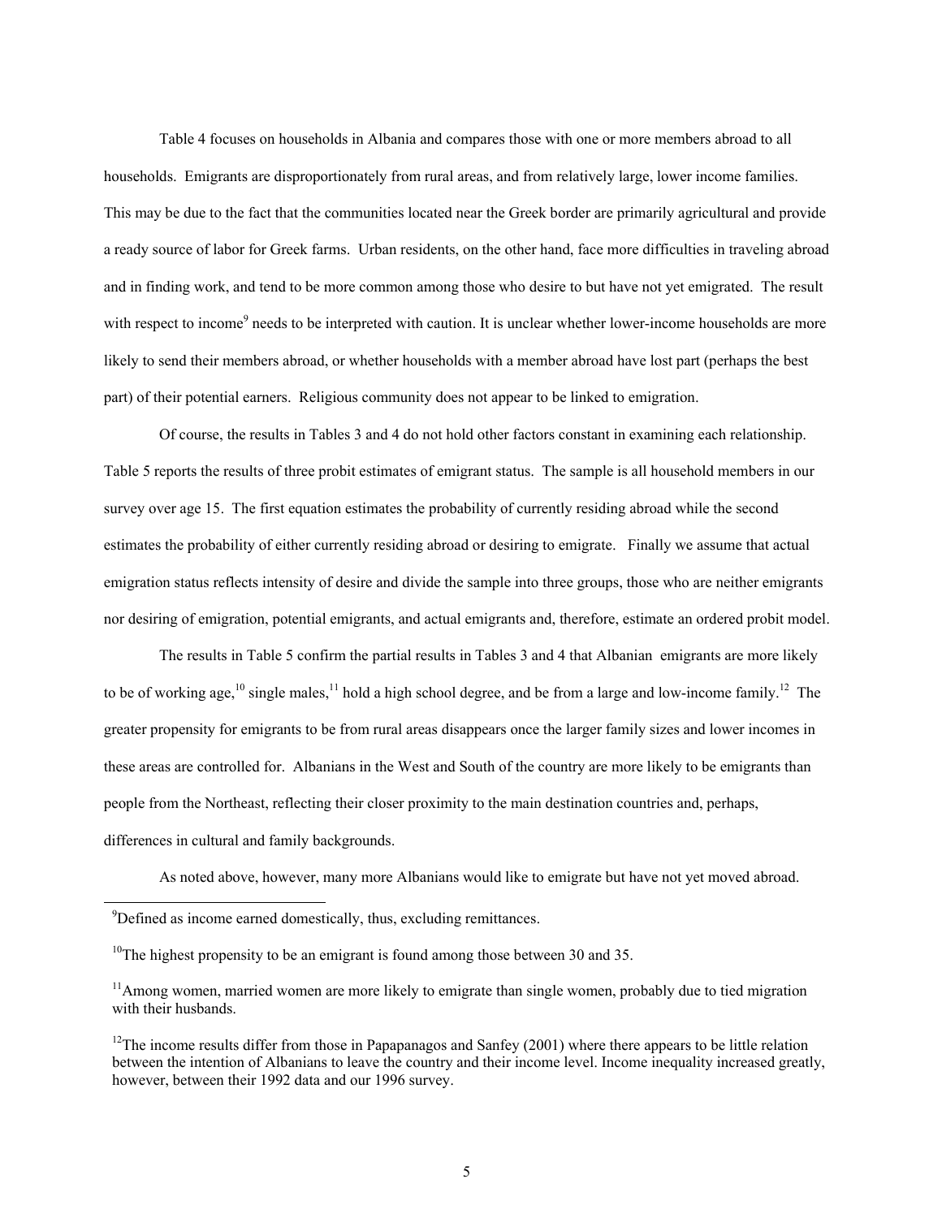Table 4 focuses on households in Albania and compares those with one or more members abroad to all households. Emigrants are disproportionately from rural areas, and from relatively large, lower income families. This may be due to the fact that the communities located near the Greek border are primarily agricultural and provide a ready source of labor for Greek farms. Urban residents, on the other hand, face more difficulties in traveling abroad and in finding work, and tend to be more common among those who desire to but have not yet emigrated. The result with respect to income[9] needs to be interpreted with caution. It is unclear whether lower-income households are more likely to send their members abroad, or whether households with a member abroad have lost part (perhaps the best part) of their potential earners. Religious community does not appear to be linked to emigration.

Of course, the results in Tables 3 and 4 do not hold other factors constant in examining each relationship. Table 5 reports the results of three probit estimates of emigrant status. The sample is all household members in our survey over age 15. The first equation estimates the probability of currently residing abroad while the second estimates the probability of either currently residing abroad or desiring to emigrate. Finally we assume that actual emigration status reflects intensity of desire and divide the sample into three groups, those who are neither emigrants nor desiring of emigration, potential emigrants, and actual emigrants and, therefore, estimate an ordered probit model.

The results in Table 5 confirm the partial results in Tables 3 and 4 that Albanian emigrants are more likely to be of working age,[10] single males,[11] hold a high school degree, and be from a large and low-income family.[12] The greater propensity for emigrants to be from rural areas disappears once the larger family sizes and lower incomes in these areas are controlled for. Albanians in the West and South of the country are more likely to be emigrants than people from the Northeast, reflecting their closer proximity to the main destination countries and, perhaps, differences in cultural and family backgrounds.

As noted above, however, many more Albanians would like to emigrate but have not yet moved abroad.

[9] Defined as income earned domestically, thus, excluding remittances.

[10] The highest propensity to be an emigrant is found among those between 30 and 35.

[11] Among women, married women are more likely to emigrate than single women, probably due to tied migration with their husbands.

[12] The income results differ from those in Papapanagos and Sanfey (2001) where there appears to be little relation between the intention of Albanians to leave the country and their income level. Income inequality increased greatly, however, between their 1992 data and our 1996 survey.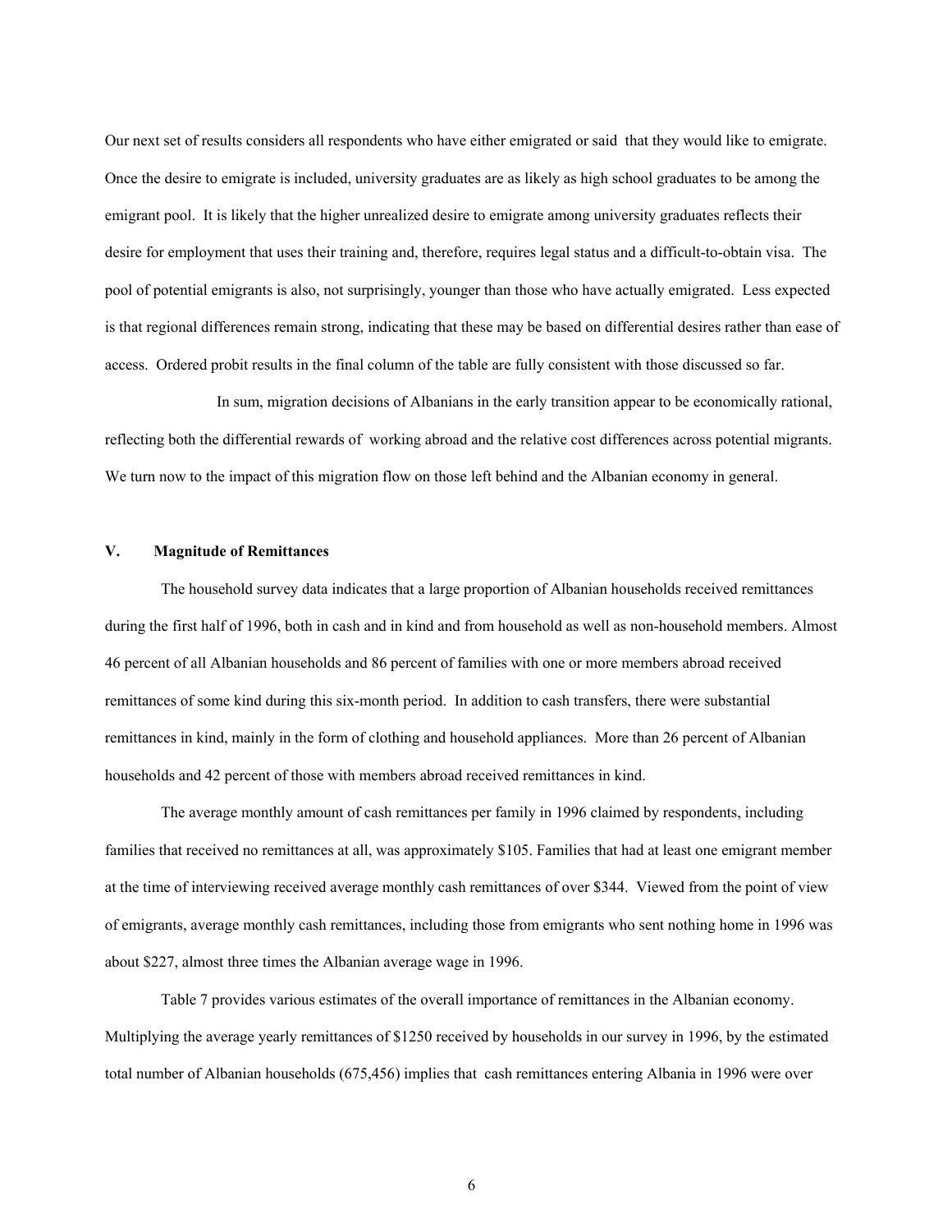Our next set of results considers all respondents who have either emigrated or said that they would like to emigrate. Once the desire to emigrate is included, university graduates are as likely as high school graduates to be among the emigrant pool. It is likely that the higher unrealized desire to emigrate among university graduates reflects their desire for employment that uses their training and, therefore, requires legal status and a difficult-to-obtain visa. The pool of potential emigrants is also, not surprisingly, younger than those who have actually emigrated. Less expected is that regional differences remain strong, indicating that these may be based on differential desires rather than ease of access. Ordered probit results in the final column of the table are fully consistent with those discussed so far.

In sum, migration decisions of Albanians in the early transition appear to be economically rational, reflecting both the differential rewards of working abroad and the relative cost differences across potential migrants. We turn now to the impact of this migration flow on those left behind and the Albanian economy in general.

## V. Magnitude of Remittances

The household survey data indicates that a large proportion of Albanian households received remittances during the first half of 1996, both in cash and in kind and from household as well as non-household members. Almost 46 percent of all Albanian households and 86 percent of families with one or more members abroad received remittances of some kind during this six-month period. In addition to cash transfers, there were substantial remittances in kind, mainly in the form of clothing and household appliances. More than 26 percent of Albanian households and 42 percent of those with members abroad received remittances in kind.

The average monthly amount of cash remittances per family in 1996 claimed by respondents, including families that received no remittances at all, was approximately $105. Families that had at least one emigrant member at the time of interviewing received average monthly cash remittances of over $344. Viewed from the point of view of emigrants, average monthly cash remittances, including those from emigrants who sent nothing home in 1996 was about $227, almost three times the Albanian average wage in 1996.

Table 7 provides various estimates of the overall importance of remittances in the Albanian economy. Multiplying the average yearly remittances of $1250 received by households in our survey in 1996, by the estimated total number of Albanian households (675,456) implies that cash remittances entering Albania in 1996 were over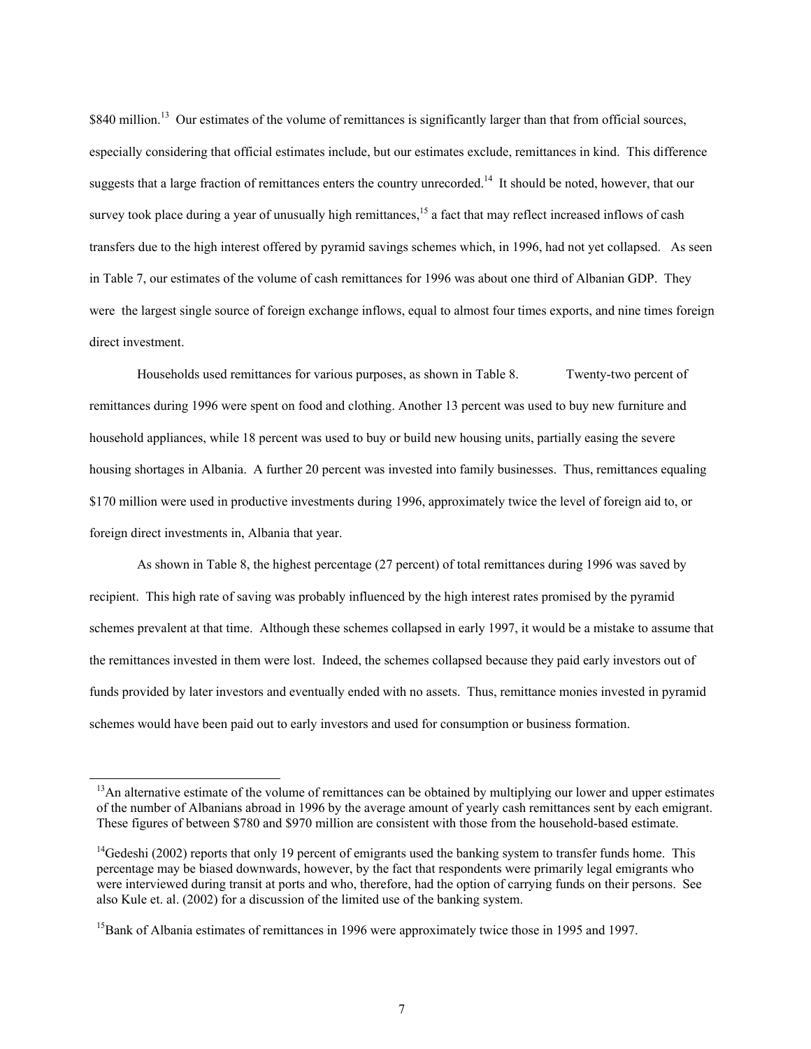$840 million.[13] Our estimates of the volume of remittances is significantly larger than that from official sources, especially considering that official estimates include, but our estimates exclude, remittances in kind. This difference suggests that a large fraction of remittances enters the country unrecorded.[14] It should be noted, however, that our survey took place during a year of unusually high remittances,[15] a fact that may reflect increased inflows of cash transfers due to the high interest offered by pyramid savings schemes which, in 1996, had not yet collapsed. As seen in Table 7, our estimates of the volume of cash remittances for 1996 was about one third of Albanian GDP. They were the largest single source of foreign exchange inflows, equal to almost four times exports, and nine times foreign direct investment.

Households used remittances for various purposes, as shown in Table 8. Twenty-two percent of remittances during 1996 were spent on food and clothing. Another 13 percent was used to buy new furniture and household appliances, while 18 percent was used to buy or build new housing units, partially easing the severe housing shortages in Albania. A further 20 percent was invested into family businesses. Thus, remittances equaling $170 million were used in productive investments during 1996, approximately twice the level of foreign aid to, or foreign direct investments in, Albania that year.

As shown in Table 8, the highest percentage (27 percent) of total remittances during 1996 was saved by recipient. This high rate of saving was probably influenced by the high interest rates promised by the pyramid schemes prevalent at that time. Although these schemes collapsed in early 1997, it would be a mistake to assume that the remittances invested in them were lost. Indeed, the schemes collapsed because they paid early investors out of funds provided by later investors and eventually ended with no assets. Thus, remittance monies invested in pyramid schemes would have been paid out to early investors and used for consumption or business formation.

---

[13] An alternative estimate of the volume of remittances can be obtained by multiplying our lower and upper estimates of the number of Albanians abroad in 1996 by the average amount of yearly cash remittances sent by each emigrant. These figures of between $780 and $970 million are consistent with those from the household-based estimate.

[14] Gedeshi (2002) reports that only 19 percent of emigrants used the banking system to transfer funds home. This percentage may be biased downwards, however, by the fact that respondents were primarily legal emigrants who were interviewed during transit at ports and who, therefore, had the option of carrying funds on their persons. See also Kule et. al. (2002) for a discussion of the limited use of the banking system.

[15] Bank of Albania estimates of remittances in 1996 were approximately twice those in 1995 and 1997.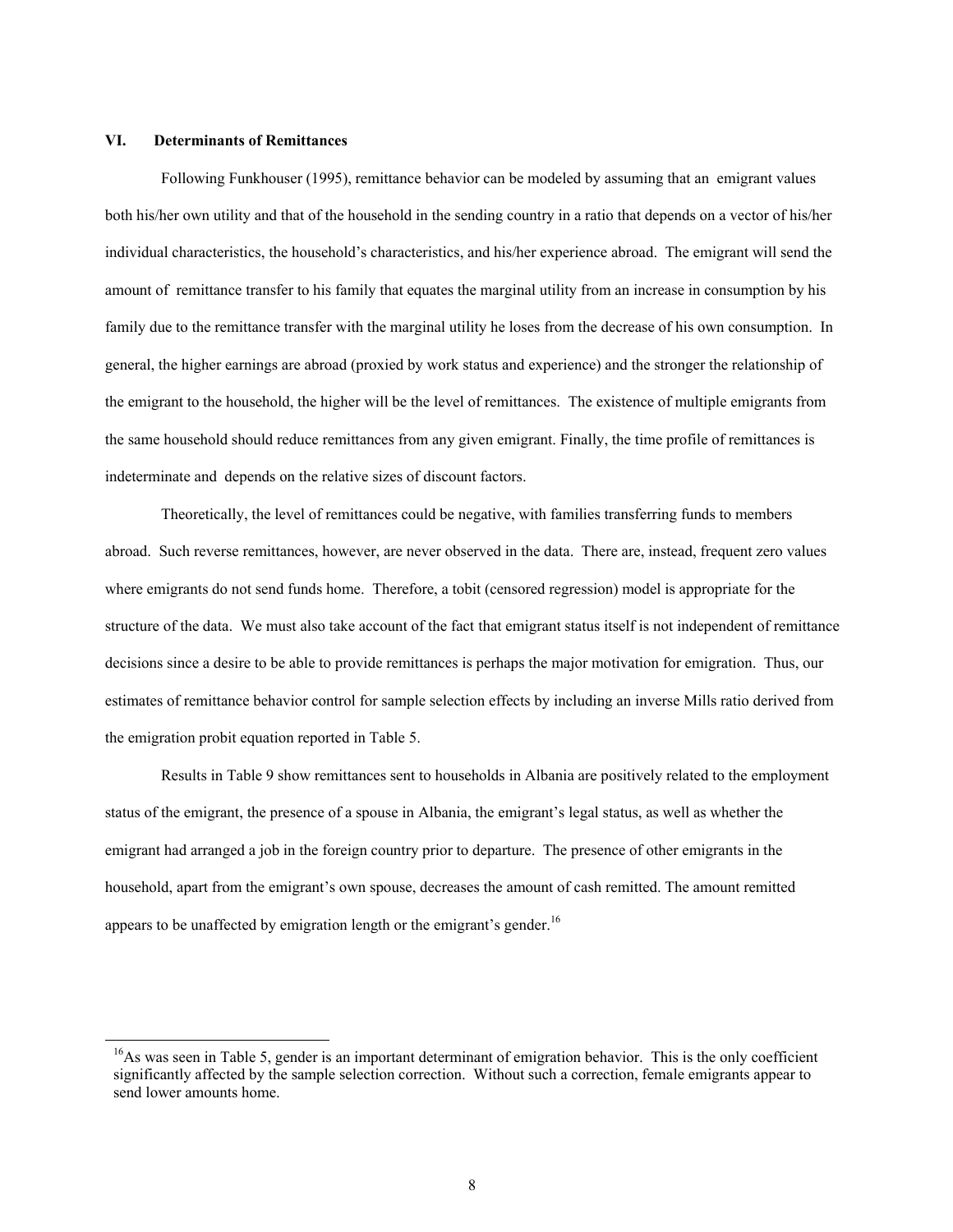## VI. Determinants of Remittances

Following Funkhouser (1995), remittance behavior can be modeled by assuming that an emigrant values both his/her own utility and that of the household in the sending country in a ratio that depends on a vector of his/her individual characteristics, the household's characteristics, and his/her experience abroad. The emigrant will send the amount of remittance transfer to his family that equates the marginal utility from an increase in consumption by his family due to the remittance transfer with the marginal utility he loses from the decrease of his own consumption. In general, the higher earnings are abroad (proxied by work status and experience) and the stronger the relationship of the emigrant to the household, the higher will be the level of remittances. The existence of multiple emigrants from the same household should reduce remittances from any given emigrant. Finally, the time profile of remittances is indeterminate and depends on the relative sizes of discount factors.

Theoretically, the level of remittances could be negative, with families transferring funds to members abroad. Such reverse remittances, however, are never observed in the data. There are, instead, frequent zero values where emigrants do not send funds home. Therefore, a tobit (censored regression) model is appropriate for the structure of the data. We must also take account of the fact that emigrant status itself is not independent of remittance decisions since a desire to be able to provide remittances is perhaps the major motivation for emigration. Thus, our estimates of remittance behavior control for sample selection effects by including an inverse Mills ratio derived from the emigration probit equation reported in Table 5.

Results in Table 9 show remittances sent to households in Albania are positively related to the employment status of the emigrant, the presence of a spouse in Albania, the emigrant's legal status, as well as whether the emigrant had arranged a job in the foreign country prior to departure. The presence of other emigrants in the household, apart from the emigrant's own spouse, decreases the amount of cash remitted. The amount remitted appears to be unaffected by emigration length or the emigrant's gender.[16]

---

[16] As was seen in Table 5, gender is an important determinant of emigration behavior. This is the only coefficient significantly affected by the sample selection correction. Without such a correction, female emigrants appear to send lower amounts home.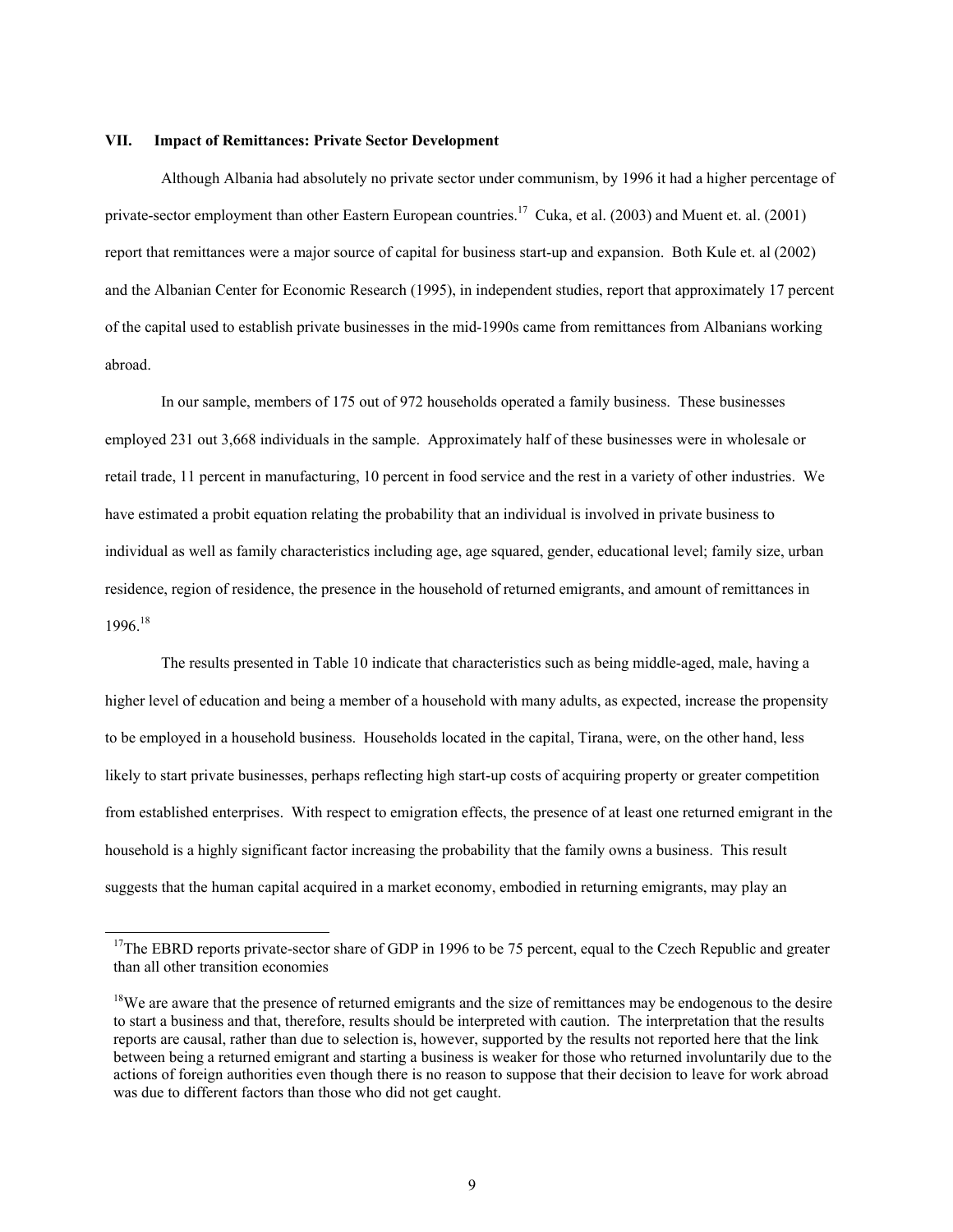## VII. Impact of Remittances: Private Sector Development

Although Albania had absolutely no private sector under communism, by 1996 it had a higher percentage of private-sector employment than other Eastern European countries.[17] Cuka, et al. (2003) and Muent et. al. (2001) report that remittances were a major source of capital for business start-up and expansion. Both Kule et. al (2002) and the Albanian Center for Economic Research (1995), in independent studies, report that approximately 17 percent of the capital used to establish private businesses in the mid-1990s came from remittances from Albanians working abroad.

In our sample, members of 175 out of 972 households operated a family business. These businesses employed 231 out 3,668 individuals in the sample. Approximately half of these businesses were in wholesale or retail trade, 11 percent in manufacturing, 10 percent in food service and the rest in a variety of other industries. We have estimated a probit equation relating the probability that an individual is involved in private business to individual as well as family characteristics including age, age squared, gender, educational level; family size, urban residence, region of residence, the presence in the household of returned emigrants, and amount of remittances in 1996.[18]

The results presented in Table 10 indicate that characteristics such as being middle-aged, male, having a higher level of education and being a member of a household with many adults, as expected, increase the propensity to be employed in a household business. Households located in the capital, Tirana, were, on the other hand, less likely to start private businesses, perhaps reflecting high start-up costs of acquiring property or greater competition from established enterprises. With respect to emigration effects, the presence of at least one returned emigrant in the household is a highly significant factor increasing the probability that the family owns a business. This result suggests that the human capital acquired in a market economy, embodied in returning emigrants, may play an

---

[17] The EBRD reports private-sector share of GDP in 1996 to be 75 percent, equal to the Czech Republic and greater than all other transition economies

[18] We are aware that the presence of returned emigrants and the size of remittances may be endogenous to the desire to start a business and that, therefore, results should be interpreted with caution. The interpretation that the results reports are causal, rather than due to selection is, however, supported by the results not reported here that the link between being a returned emigrant and starting a business is weaker for those who returned involuntarily due to the actions of foreign authorities even though there is no reason to suppose that their decision to leave for work abroad was due to different factors than those who did not get caught.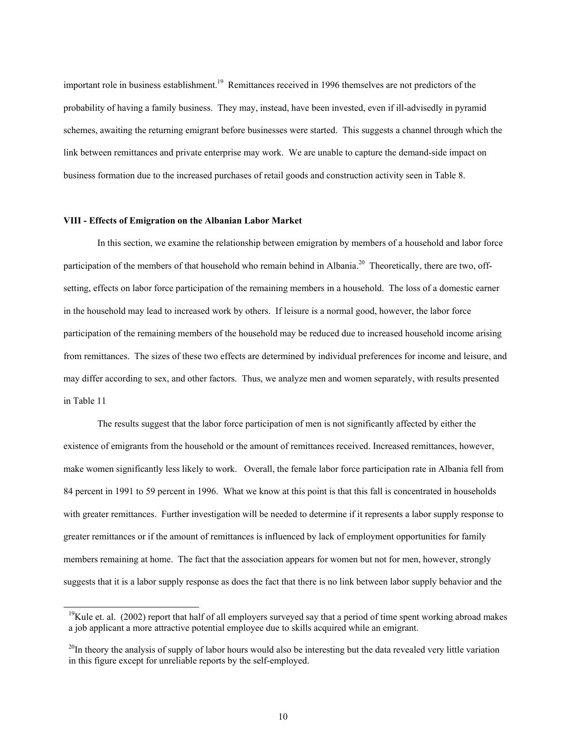important role in business establishment.[19] Remittances received in 1996 themselves are not predictors of the probability of having a family business. They may, instead, have been invested, even if ill-advisedly in pyramid schemes, awaiting the returning emigrant before businesses were started. This suggests a channel through which the link between remittances and private enterprise may work. We are unable to capture the demand-side impact on business formation due to the increased purchases of retail goods and construction activity seen in Table 8.

### VIII - Effects of Emigration on the Albanian Labor Market

In this section, we examine the relationship between emigration by members of a household and labor force participation of the members of that household who remain behind in Albania.[20] Theoretically, there are two, off-setting, effects on labor force participation of the remaining members in a household. The loss of a domestic earner in the household may lead to increased work by others. If leisure is a normal good, however, the labor force participation of the remaining members of the household may be reduced due to increased household income arising from remittances. The sizes of these two effects are determined by individual preferences for income and leisure, and may differ according to sex, and other factors. Thus, we analyze men and women separately, with results presented in Table 11

The results suggest that the labor force participation of men is not significantly affected by either the existence of emigrants from the household or the amount of remittances received. Increased remittances, however, make women significantly less likely to work. Overall, the female labor force participation rate in Albania fell from 84 percent in 1991 to 59 percent in 1996. What we know at this point is that this fall is concentrated in households with greater remittances. Further investigation will be needed to determine if it represents a labor supply response to greater remittances or if the amount of remittances is influenced by lack of employment opportunities for family members remaining at home. The fact that the association appears for women but not for men, however, strongly suggests that it is a labor supply response as does the fact that there is no link between labor supply behavior and the

[19] Kule et. al. (2002) report that half of all employers surveyed say that a period of time spent working abroad makes a job applicant a more attractive potential employee due to skills acquired while an emigrant.

[20] In theory the analysis of supply of labor hours would also be interesting but the data revealed very little variation in this figure except for unreliable reports by the self-employed.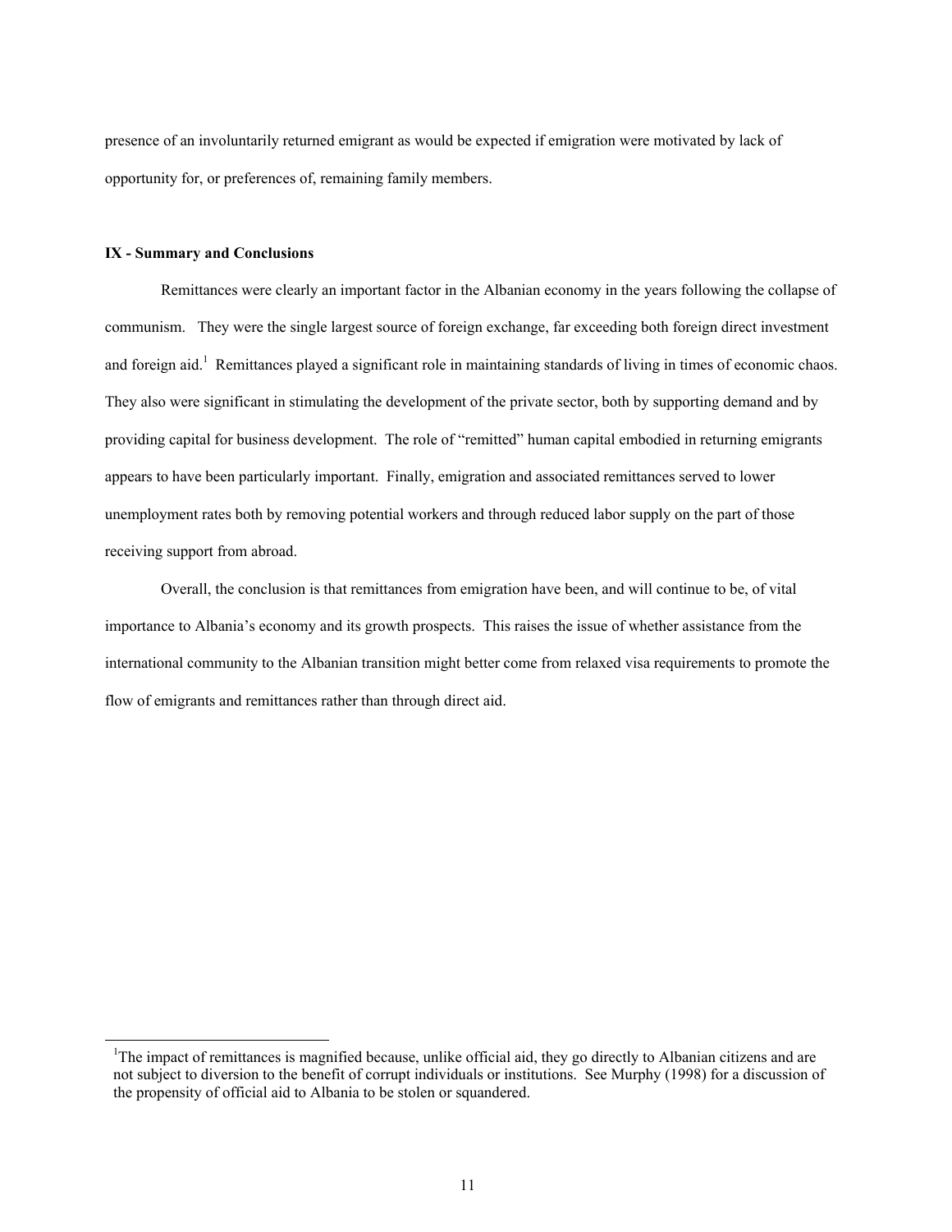presence of an involuntarily returned emigrant as would be expected if emigration were motivated by lack of opportunity for, or preferences of, remaining family members.

**IX - Summary and Conclusions**

Remittances were clearly an important factor in the Albanian economy in the years following the collapse of communism. They were the single largest source of foreign exchange, far exceeding both foreign direct investment and foreign aid.[1] Remittances played a significant role in maintaining standards of living in times of economic chaos. They also were significant in stimulating the development of the private sector, both by supporting demand and by providing capital for business development. The role of "remitted" human capital embodied in returning emigrants appears to have been particularly important. Finally, emigration and associated remittances served to lower unemployment rates both by removing potential workers and through reduced labor supply on the part of those receiving support from abroad.

Overall, the conclusion is that remittances from emigration have been, and will continue to be, of vital importance to Albania's economy and its growth prospects. This raises the issue of whether assistance from the international community to the Albanian transition might better come from relaxed visa requirements to promote the flow of emigrants and remittances rather than through direct aid.

---

[1]The impact of remittances is magnified because, unlike official aid, they go directly to Albanian citizens and are not subject to diversion to the benefit of corrupt individuals or institutions. See Murphy (1998) for a discussion of the propensity of official aid to Albania to be stolen or squandered.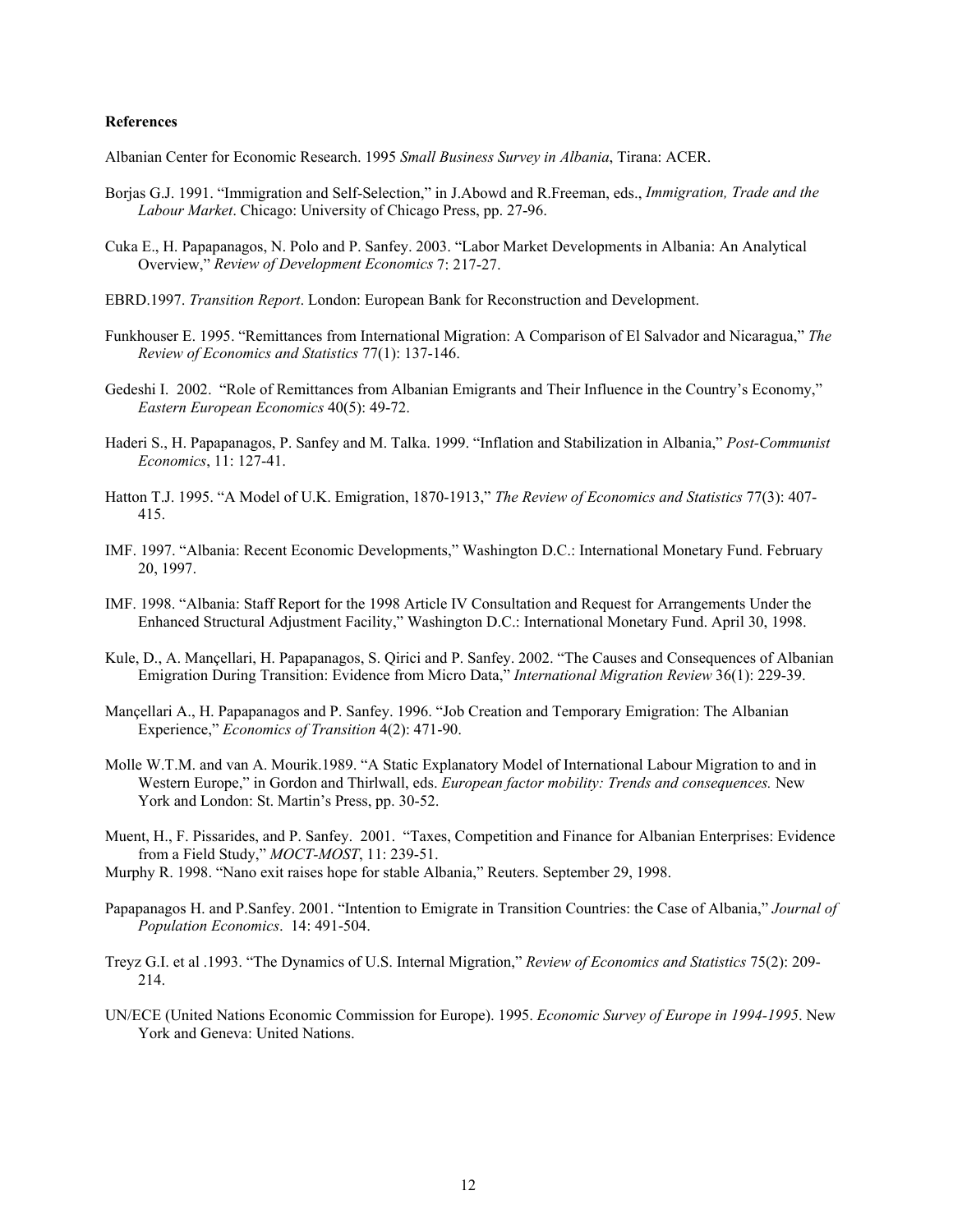**References**

Albanian Center for Economic Research. 1995 *Small Business Survey in Albania*, Tirana: ACER.

Borjas G.J. 1991. "Immigration and Self-Selection," in J.Abowd and R.Freeman, eds., *Immigration, Trade and the Labour Market*. Chicago: University of Chicago Press, pp. 27-96.

Cuka E., H. Papapanagos, N. Polo and P. Sanfey. 2003. "Labor Market Developments in Albania: An Analytical Overview," *Review of Development Economics* 7: 217-27.

EBRD.1997. *Transition Report*. London: European Bank for Reconstruction and Development.

Funkhouser E. 1995. "Remittances from International Migration: A Comparison of El Salvador and Nicaragua," *The Review of Economics and Statistics* 77(1): 137-146.

Gedeshi I. 2002. "Role of Remittances from Albanian Emigrants and Their Influence in the Country's Economy," *Eastern European Economics* 40(5): 49-72.

Haderi S., H. Papapanagos, P. Sanfey and M. Talka. 1999. "Inflation and Stabilization in Albania," *Post-Communist Economics*, 11: 127-41.

Hatton T.J. 1995. "A Model of U.K. Emigration, 1870-1913," *The Review of Economics and Statistics* 77(3): 407-415.

IMF. 1997. "Albania: Recent Economic Developments," Washington D.C.: International Monetary Fund. February 20, 1997.

IMF. 1998. "Albania: Staff Report for the 1998 Article IV Consultation and Request for Arrangements Under the Enhanced Structural Adjustment Facility," Washington D.C.: International Monetary Fund. April 30, 1998.

Kule, D., A. Mançellari, H. Papapanagos, S. Qirici and P. Sanfey. 2002. "The Causes and Consequences of Albanian Emigration During Transition: Evidence from Micro Data," *International Migration Review* 36(1): 229-39.

Mançellari A., H. Papapanagos and P. Sanfey. 1996. "Job Creation and Temporary Emigration: The Albanian Experience," *Economics of Transition* 4(2): 471-90.

Molle W.T.M. and van A. Mourik.1989. "A Static Explanatory Model of International Labour Migration to and in Western Europe," in Gordon and Thirlwall, eds. *European factor mobility: Trends and consequences.* New York and London: St. Martin's Press, pp. 30-52.

Muent, H., F. Pissarides, and P. Sanfey. 2001. "Taxes, Competition and Finance for Albanian Enterprises: Evidence from a Field Study," *MOCT-MOST*, 11: 239-51.

Murphy R. 1998. "Nano exit raises hope for stable Albania," Reuters. September 29, 1998.

Papapanagos H. and P.Sanfey. 2001. "Intention to Emigrate in Transition Countries: the Case of Albania," *Journal of Population Economics*. 14: 491-504.

Treyz G.I. et al .1993. "The Dynamics of U.S. Internal Migration," *Review of Economics and Statistics* 75(2): 209-214.

UN/ECE (United Nations Economic Commission for Europe). 1995. *Economic Survey of Europe in 1994-1995*. New York and Geneva: United Nations.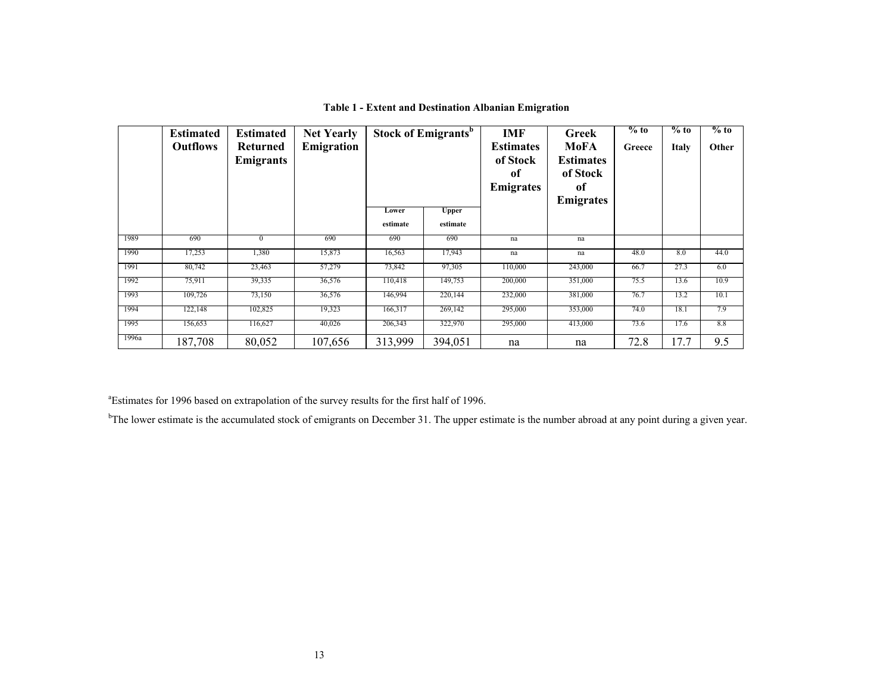**Table 1 - Extent and Destination Albanian Emigration**

| | Estimated Outflows | Estimated Returned Emigrants | Net Yearly Emigration | Stock of Emigrants[b] | | IMF Estimates of Stock of Emigrates | Greek MoFA Estimates of Stock of Emigrates | % to Greece | % to Italy | % to Other |
|---|---|---|---|---|---|---|---|---|---|---|
| | | | | Lower estimate | Upper estimate | | | | | |
| 1989 | 690 | 0 | 690 | 690 | 690 | na | na | | | |
| 1990 | 17,253 | 1,380 | 15,873 | 16,563 | 17,943 | na | na | 48.0 | 8.0 | 44.0 |
| 1991 | 80,742 | 23,463 | 57,279 | 73,842 | 97,305 | 110,000 | 243,000 | 66.7 | 27.3 | 6.0 |
| 1992 | 75,911 | 39,335 | 36,576 | 110,418 | 149,753 | 200,000 | 351,000 | 75.5 | 13.6 | 10.9 |
| 1993 | 109,726 | 73,150 | 36,576 | 146,994 | 220,144 | 232,000 | 381,000 | 76.7 | 13.2 | 10.1 |
| 1994 | 122,148 | 102,825 | 19,323 | 166,317 | 269,142 | 295,000 | 353,000 | 74.0 | 18.1 | 7.9 |
| 1995 | 156,653 | 116,627 | 40,026 | 206,343 | 322,970 | 295,000 | 413,000 | 73.6 | 17.6 | 8.8 |
| 1996a | 187,708 | 80,052 | 107,656 | 313,999 | 394,051 | na | na | 72.8 | 17.7 | 9.5 |

[a]Estimates for 1996 based on extrapolation of the survey results for the first half of 1996.

[b]The lower estimate is the accumulated stock of emigrants on December 31. The upper estimate is the number abroad at any point during a given year.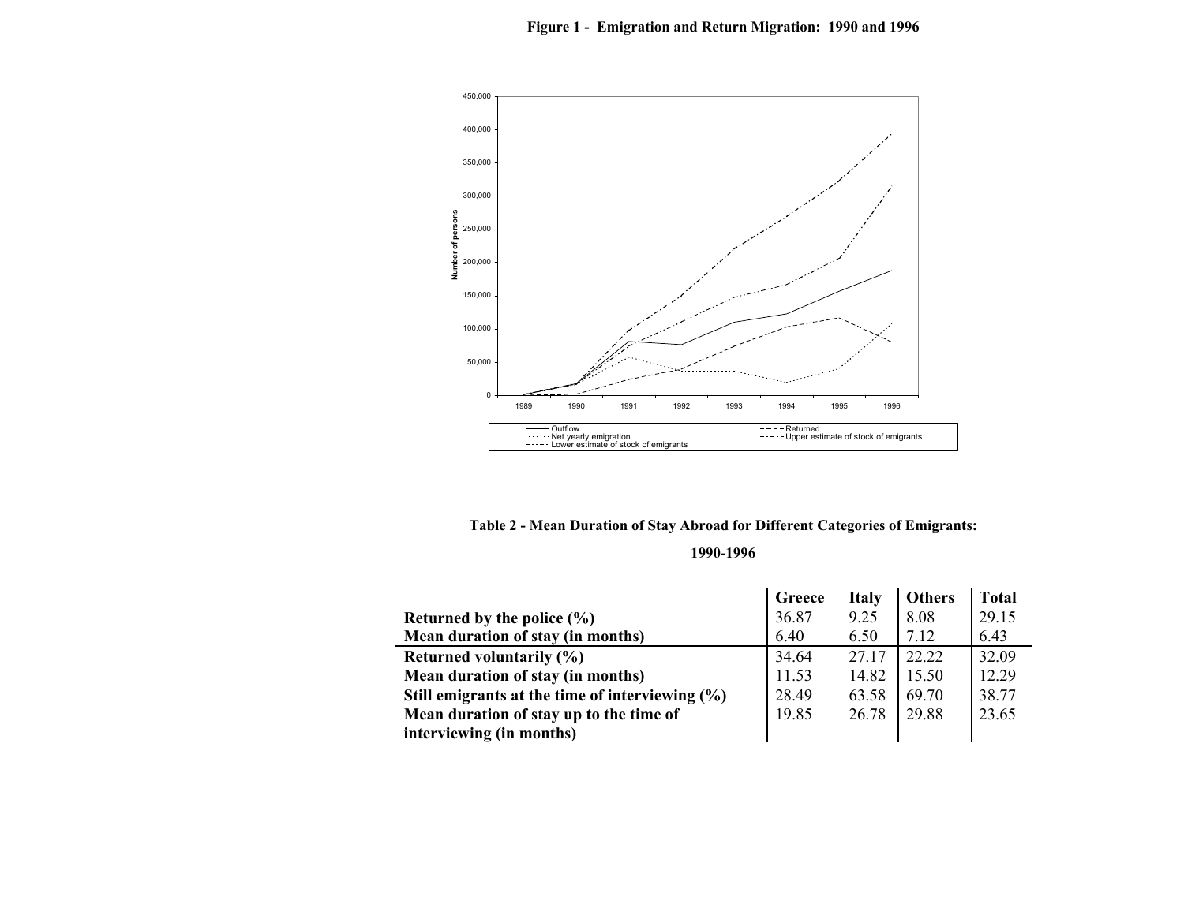**Figure 1 - Emigration and Return Migration: 1990 and 1996**

**Table 2 - Mean Duration of Stay Abroad for Different Categories of Emigrants: 1990-1996**

| | Greece | Italy | Others | Total |
|---|---|---|---|---|
| **Returned by the police (%)** | 36.87 | 9.25 | 8.08 | 29.15 |
| **Mean duration of stay (in months)** | 6.40 | 6.50 | 7.12 | 6.43 |
| **Returned voluntarily (%)** | 34.64 | 27.17 | 22.22 | 32.09 |
| **Mean duration of stay (in months)** | 11.53 | 14.82 | 15.50 | 12.29 |
| **Still emigrants at the time of interviewing (%)** | 28.49 | 63.58 | 69.70 | 38.77 |
| **Mean duration of stay up to the time of interviewing (in months)** | 19.85 | 26.78 | 29.88 | 23.65 |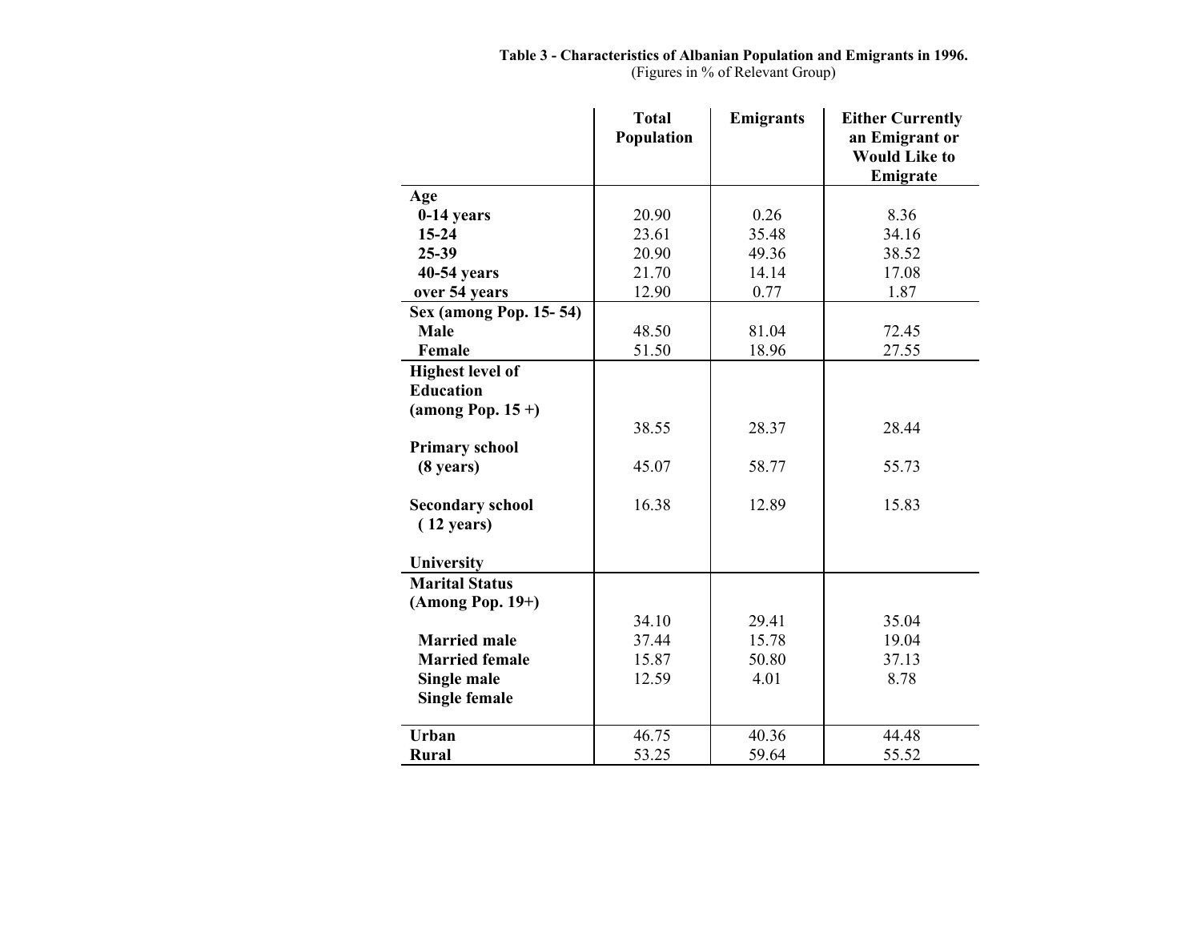**Table 3 - Characteristics of Albanian Population and Emigrants in 1996.**
(Figures in % of Relevant Group)

| | Total Population | Emigrants | Either Currently an Emigrant or Would Like to Emigrate |
|---|---|---|---|
| **Age** | | | |
| **0-14 years** | 20.90 | 0.26 | 8.36 |
| **15-24** | 23.61 | 35.48 | 34.16 |
| **25-39** | 20.90 | 49.36 | 38.52 |
| **40-54 years** | 21.70 | 14.14 | 17.08 |
| **over 54 years** | 12.90 | 0.77 | 1.87 |
| **Sex (among Pop. 15- 54)** | | | |
| **Male** | 48.50 | 81.04 | 72.45 |
| **Female** | 51.50 | 18.96 | 27.55 |
| **Highest level of Education (among Pop. 15 +)** | | | |
| **Primary school (8 years)** | 38.55 | 28.37 | 28.44 |
| **Secondary school ( 12 years)** | 45.07 | 58.77 | 55.73 |
| **University** | 16.38 | 12.89 | 15.83 |
| **Marital Status (Among Pop. 19+)** | | | |
| **Married male** | 34.10 | 29.41 | 35.04 |
| **Married female** | 37.44 | 15.78 | 19.04 |
| **Single male** | 15.87 | 50.80 | 37.13 |
| **Single female** | 12.59 | 4.01 | 8.78 |
| **Urban** | 46.75 | 40.36 | 44.48 |
| **Rural** | 53.25 | 59.64 | 55.52 |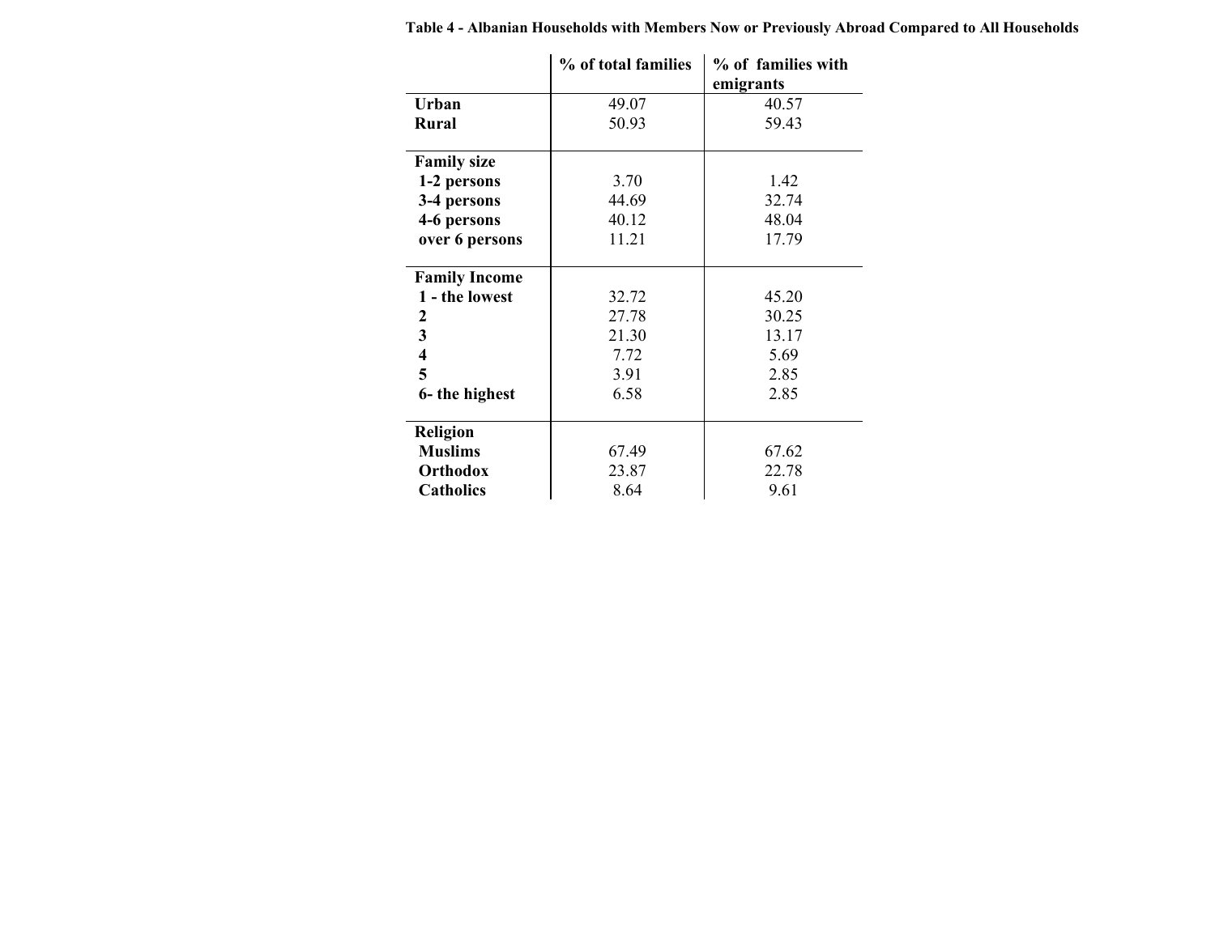**Table 4 - Albanian Households with Members Now or Previously Abroad Compared to All Households**

| | % of total families | % of families with emigrants |
|---|---|---|
| **Urban** | 49.07 | 40.57 |
| **Rural** | 50.93 | 59.43 |
| **Family size** | | |
| **1-2 persons** | 3.70 | 1.42 |
| **3-4 persons** | 44.69 | 32.74 |
| **4-6 persons** | 40.12 | 48.04 |
| **over 6 persons** | 11.21 | 17.79 |
| **Family Income** | | |
| **1 - the lowest** | 32.72 | 45.20 |
| **2** | 27.78 | 30.25 |
| **3** | 21.30 | 13.17 |
| **4** | 7.72 | 5.69 |
| **5** | 3.91 | 2.85 |
| **6- the highest** | 6.58 | 2.85 |
| **Religion** | | |
| **Muslims** | 67.49 | 67.62 |
| **Orthodox** | 23.87 | 22.78 |
| **Catholics** | 8.64 | 9.61 |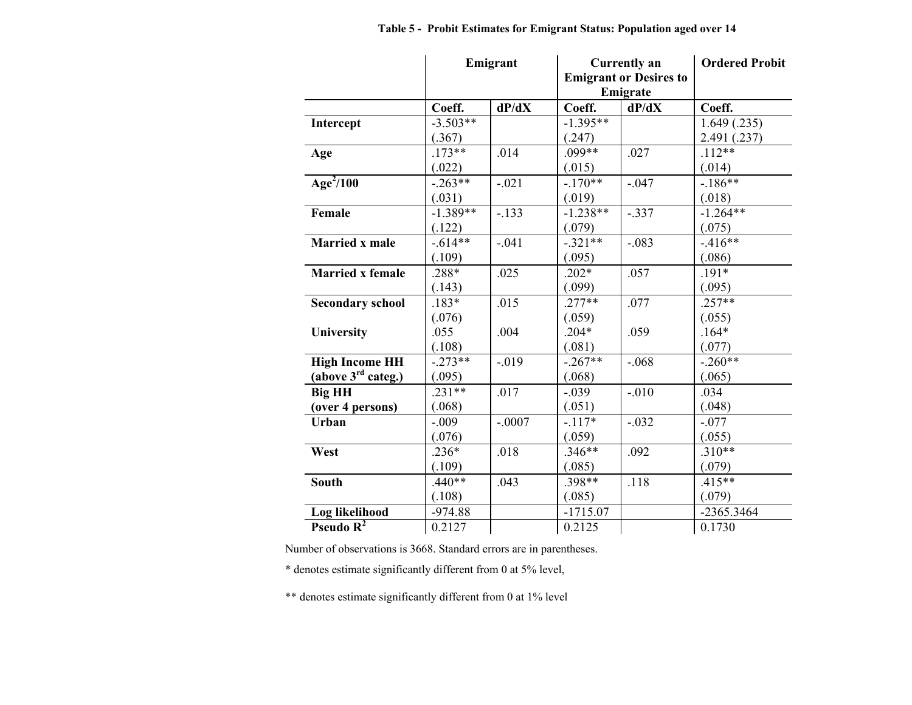**Table 5 - Probit Estimates for Emigrant Status: Population aged over 14**

| | Emigrant | | Currently an Emigrant or Desires to Emigrate | | Ordered Probit |
|---|---|---|---|---|---|
| | Coeff. | dP/dX | Coeff. | dP/dX | Coeff. |
| **Intercept** | -3.503** (.367) | | -1.395** (.247) | | 1.649 (.235) 2.491 (.237) |
| **Age** | .173** (.022) | .014 | .099** (.015) | .027 | .112** (.014) |
| **$Age^2/100$** | -.263** (.031) | -.021 | -.170** (.019) | -.047 | -.186** (.018) |
| **Female** | -1.389** (.122) | -.133 | -1.238** (.079) | -.337 | -1.264** (.075) |
| **Married x male** | -.614** (.109) | -.041 | -.321** (.095) | -.083 | -.416** (.086) |
| **Married x female** | .288* (.143) | .025 | .202* (.099) | .057 | .191* (.095) |
| **Secondary school** | .183* (.076) | .015 | .277** (.059) | .077 | .257** (.055) |
| **University** | .055 (.108) | .004 | .204* (.081) | .059 | .164* (.077) |
| **High Income HH (above 3rd categ.)** | -.273** (.095) | -.019 | -.267** (.068) | -.068 | -.260** (.065) |
| **Big HH (over 4 persons)** | .231** (.068) | .017 | -.039 (.051) | -.010 | .034 (.048) |
| **Urban** | -.009 (.076) | -.0007 | -.117* (.059) | -.032 | -.077 (.055) |
| **West** | .236* (.109) | .018 | .346** (.085) | .092 | .310** (.079) |
| **South** | .440** (.108) | .043 | .398** (.085) | .118 | .415** (.079) |
| **Log likelihood** | -974.88 | | -1715.07 | | -2365.3464 |
| **Pseudo $R^2$** | 0.2127 | | 0.2125 | | 0.1730 |

Number of observations is 3668. Standard errors are in parentheses.

* denotes estimate significantly different from 0 at 5% level,

** denotes estimate significantly different from 0 at 1% level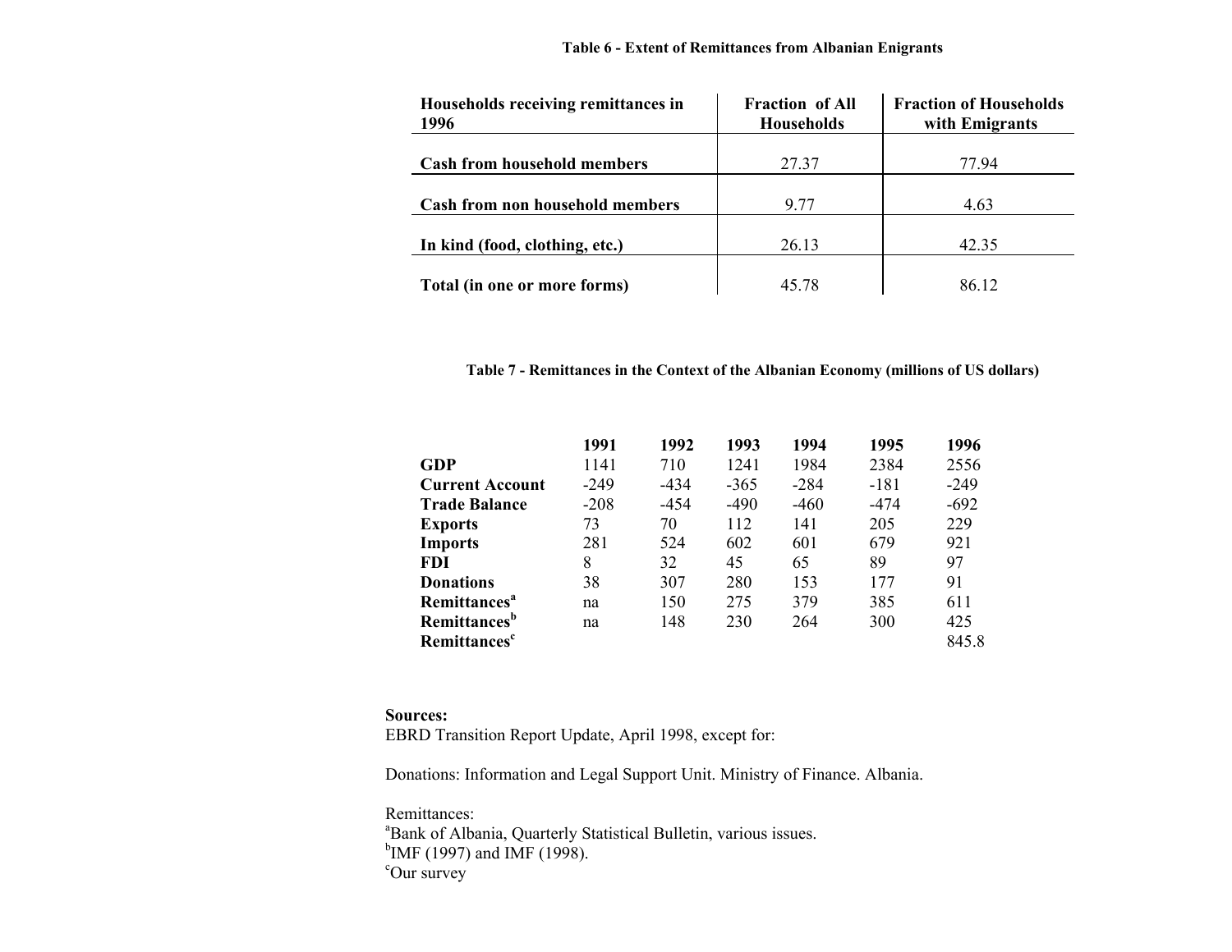**Table 6 - Extent of Remittances from Albanian Enigrants**

| Households receiving remittances in 1996 | Fraction of All Households | Fraction of Households with Emigrants |
|---|---|---|
| **Cash from household members** | 27.37 | 77.94 |
| **Cash from non household members** | 9.77 | 4.63 |
| **In kind (food, clothing, etc.)** | 26.13 | 42.35 |
| **Total (in one or more forms)** | 45.78 | 86.12 |

**Table 7 - Remittances in the Context of the Albanian Economy (millions of US dollars)**

| | 1991 | 1992 | 1993 | 1994 | 1995 | 1996 |
|---|---|---|---|---|---|---|
| **GDP** | 1141 | 710 | 1241 | 1984 | 2384 | 2556 |
| **Current Account** | -249 | -434 | -365 | -284 | -181 | -249 |
| **Trade Balance** | -208 | -454 | -490 | -460 | -474 | -692 |
| **Exports** | 73 | 70 | 112 | 141 | 205 | 229 |
| **Imports** | 281 | 524 | 602 | 601 | 679 | 921 |
| **FDI** | 8 | 32 | 45 | 65 | 89 | 97 |
| **Donations** | 38 | 307 | 280 | 153 | 177 | 91 |
| **Remittances[a]** | na | 150 | 275 | 379 | 385 | 611 |
| **Remittances[b]** | na | 148 | 230 | 264 | 300 | 425 |
| **Remittances[c]** | | | | | | 845.8 |

**Sources:**

EBRD Transition Report Update, April 1998, except for:

Donations: Information and Legal Support Unit. Ministry of Finance. Albania.

Remittances:

[a]Bank of Albania, Quarterly Statistical Bulletin, various issues.

[b]IMF (1997) and IMF (1998).

[c]Our survey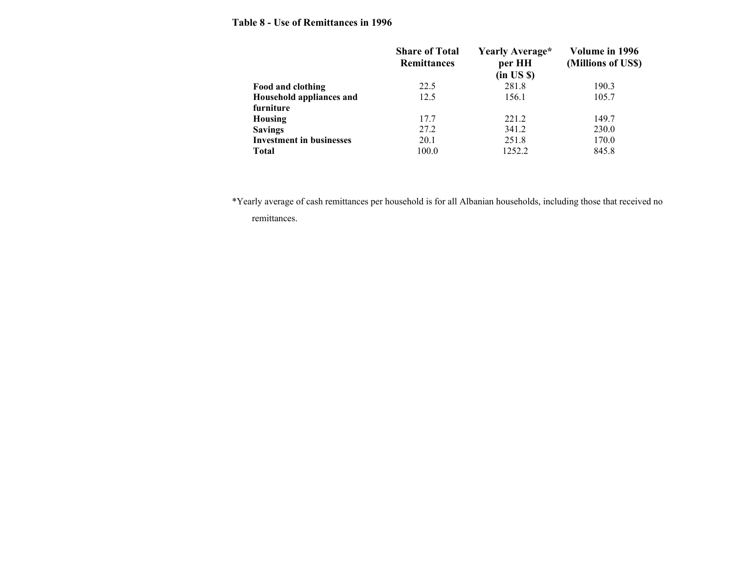**Table 8 - Use of Remittances in 1996**

| | Share of Total Remittances | Yearly Average* per HH (in US $) | Volume in 1996 (Millions of US$) |
|---|---|---|---|
| **Food and clothing** | 22.5 | 281.8 | 190.3 |
| **Household appliances and furniture** | 12.5 | 156.1 | 105.7 |
| **Housing** | 17.7 | 221.2 | 149.7 |
| **Savings** | 27.2 | 341.2 | 230.0 |
| **Investment in businesses** | 20.1 | 251.8 | 170.0 |
| **Total** | 100.0 | 1252.2 | 845.8 |

*Yearly average of cash remittances per household is for all Albanian households, including those that received no remittances.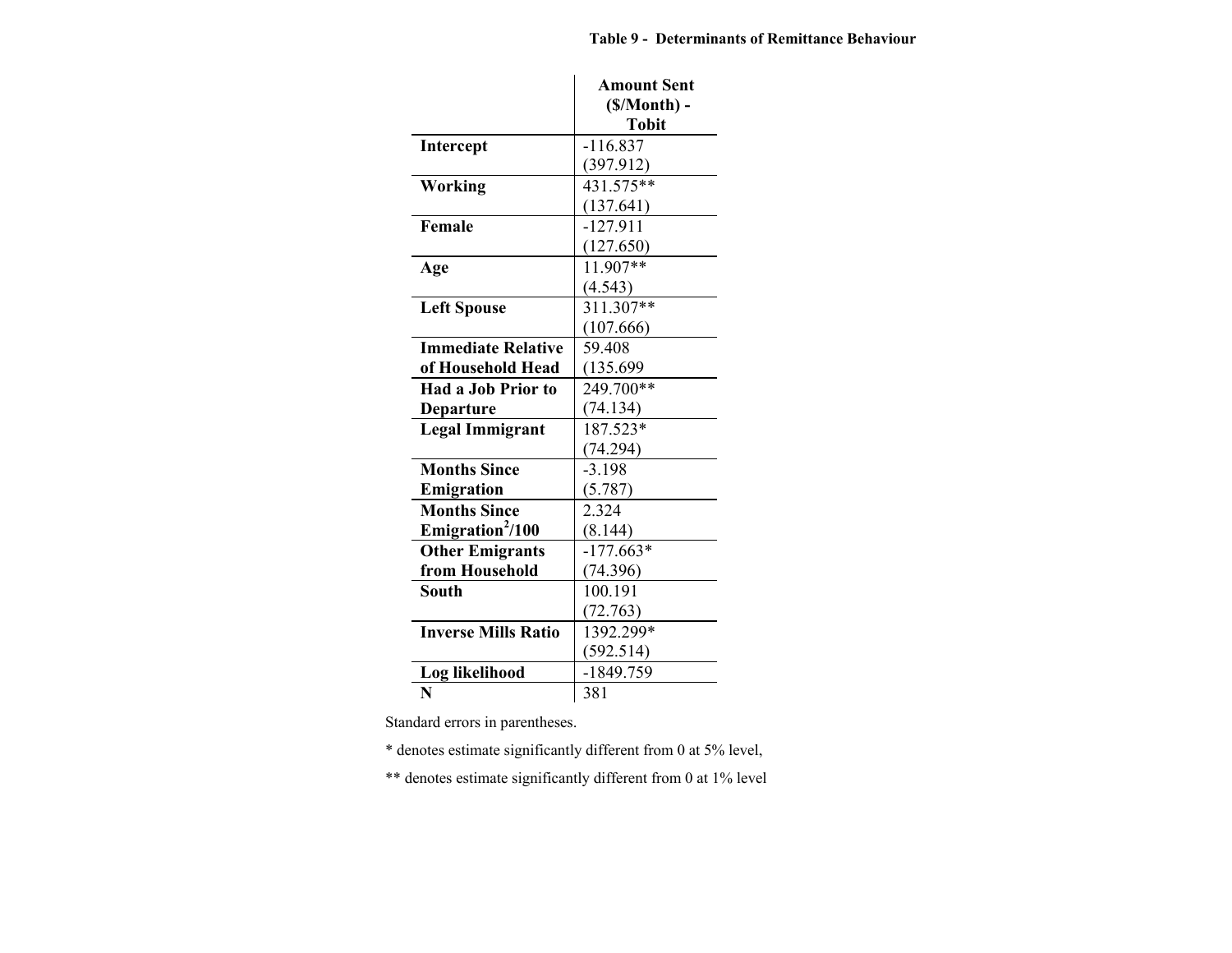**Table 9 - Determinants of Remittance Behaviour**

| | Amount Sent ($/Month) - Tobit |
|---|---|
| **Intercept** | -116.837 (397.912) |
| **Working** | 431.575** (137.641) |
| **Female** | -127.911 (127.650) |
| **Age** | 11.907** (4.543) |
| **Left Spouse** | 311.307** (107.666) |
| **Immediate Relative of Household Head** | 59.408 (135.699 |
| **Had a Job Prior to Departure** | 249.700** (74.134) |
| **Legal Immigrant** | 187.523* (74.294) |
| **Months Since Emigration** | -3.198 (5.787) |
| **Months Since Emigration$^2$/100** | 2.324 (8.144) |
| **Other Emigrants from Household** | -177.663* (74.396) |
| **South** | 100.191 (72.763) |
| **Inverse Mills Ratio** | 1392.299* (592.514) |
| **Log likelihood** | -1849.759 |
| **N** | 381 |

Standard errors in parentheses.

* denotes estimate significantly different from 0 at 5% level,

** denotes estimate significantly different from 0 at 1% level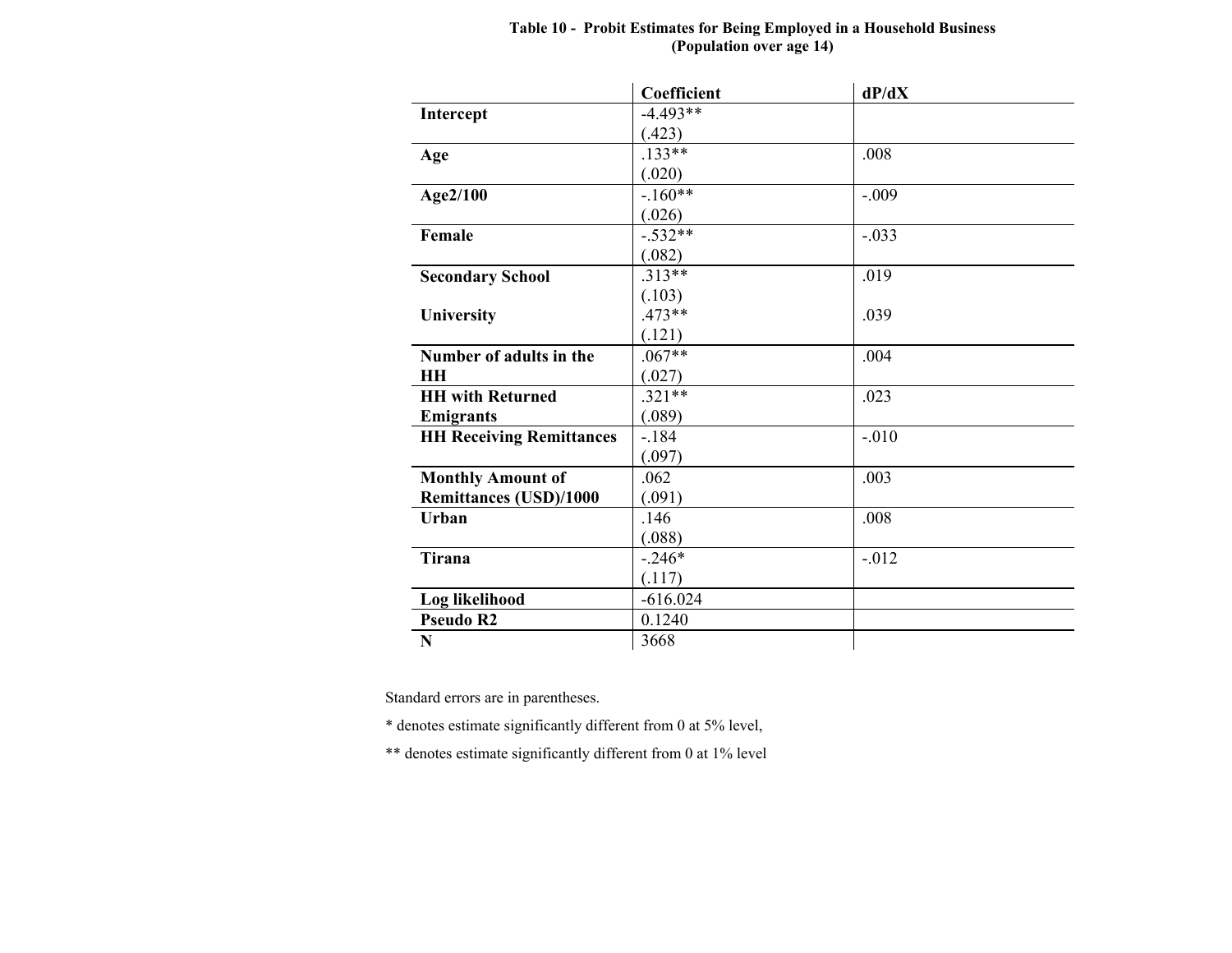**Table 10 - Probit Estimates for Being Employed in a Household Business**
**(Population over age 14)**

| | Coefficient | dP/dX |
|---|---|---|
| **Intercept** | -4.493**<br>(.423) | |
| **Age** | .133**<br>(.020) | .008 |
| **Age2/100** | -.160**<br>(.026) | -.009 |
| **Female** | -.532**<br>(.082) | -.033 |
| **Secondary School** | .313**<br>(.103) | .019 |
| **University** | .473**<br>(.121) | .039 |
| **Number of adults in the HH** | .067**<br>(.027) | .004 |
| **HH with Returned Emigrants** | .321**<br>(.089) | .023 |
| **HH Receiving Remittances** | -.184<br>(.097) | -.010 |
| **Monthly Amount of Remittances (USD)/1000** | .062<br>(.091) | .003 |
| **Urban** | .146<br>(.088) | .008 |
| **Tirana** | -.246*<br>(.117) | -.012 |
| **Log likelihood** | -616.024 | |
| **Pseudo R2** | 0.1240 | |
| **N** | 3668 | |

Standard errors are in parentheses.

* denotes estimate significantly different from 0 at 5% level,

** denotes estimate significantly different from 0 at 1% level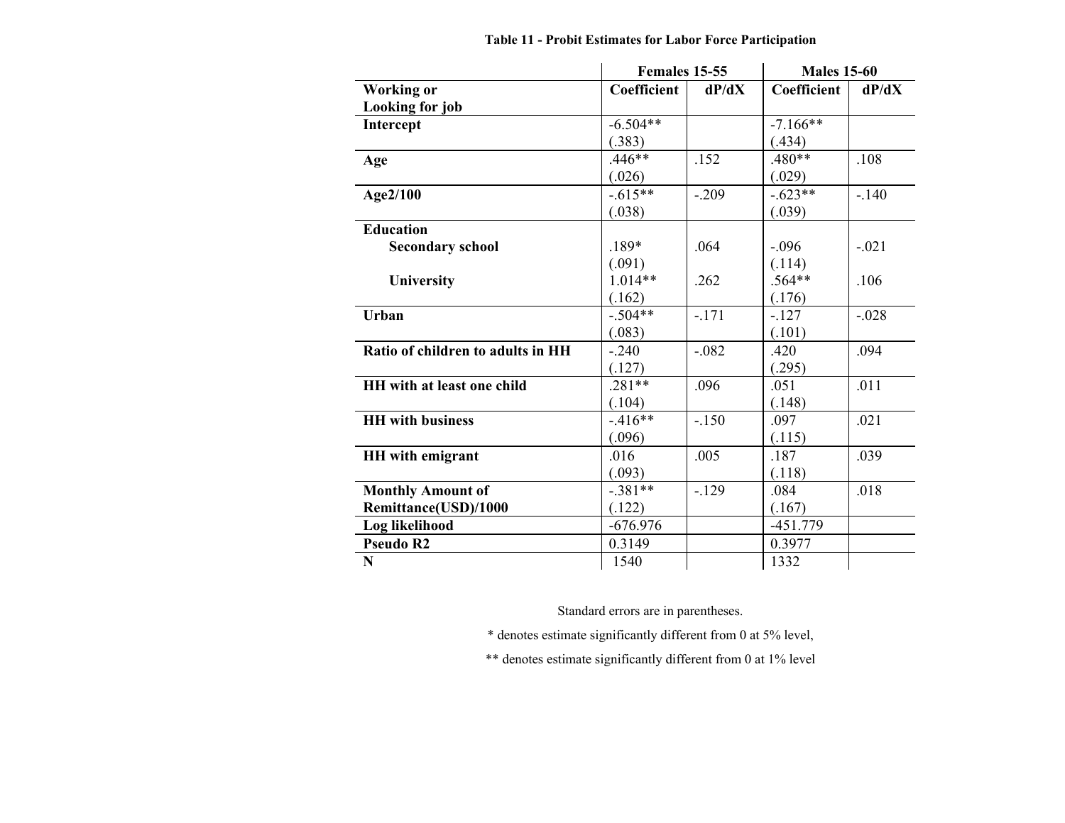**Table 11 - Probit Estimates for Labor Force Participation**

| | Females 15-55 | | Males 15-60 | |
|---|---|---|---|---|
| **Working or Looking for job** | **Coefficient** | **dP/dX** | **Coefficient** | **dP/dX** |
| **Intercept** | -6.504** (.383) | | -7.166** (.434) | |
| **Age** | .446** (.026) | .152 | .480** (.029) | .108 |
| **Age2/100** | -.615** (.038) | -.209 | -.623** (.039) | -.140 |
| **Education** | | | | |
| **Secondary school** | .189* (.091) | .064 | -.096 (.114) | -.021 |
| **University** | 1.014** (.162) | .262 | .564** (.176) | .106 |
| **Urban** | -.504** (.083) | -.171 | -.127 (.101) | -.028 |
| **Ratio of children to adults in HH** | -.240 (.127) | -.082 | .420 (.295) | .094 |
| **HH with at least one child** | .281** (.104) | .096 | .051 (.148) | .011 |
| **HH with business** | -.416** (.096) | -.150 | .097 (.115) | .021 |
| **HH with emigrant** | .016 (.093) | .005 | .187 (.118) | .039 |
| **Monthly Amount of Remittance(USD)/1000** | -.381** (.122) | -.129 | .084 (.167) | .018 |
| **Log likelihood** | -676.976 | | -451.779 | |
| **Pseudo R2** | 0.3149 | | 0.3977 | |
| **N** | 1540 | | 1332 | |

Standard errors are in parentheses.

* denotes estimate significantly different from 0 at 5% level,

** denotes estimate significantly different from 0 at 1% level